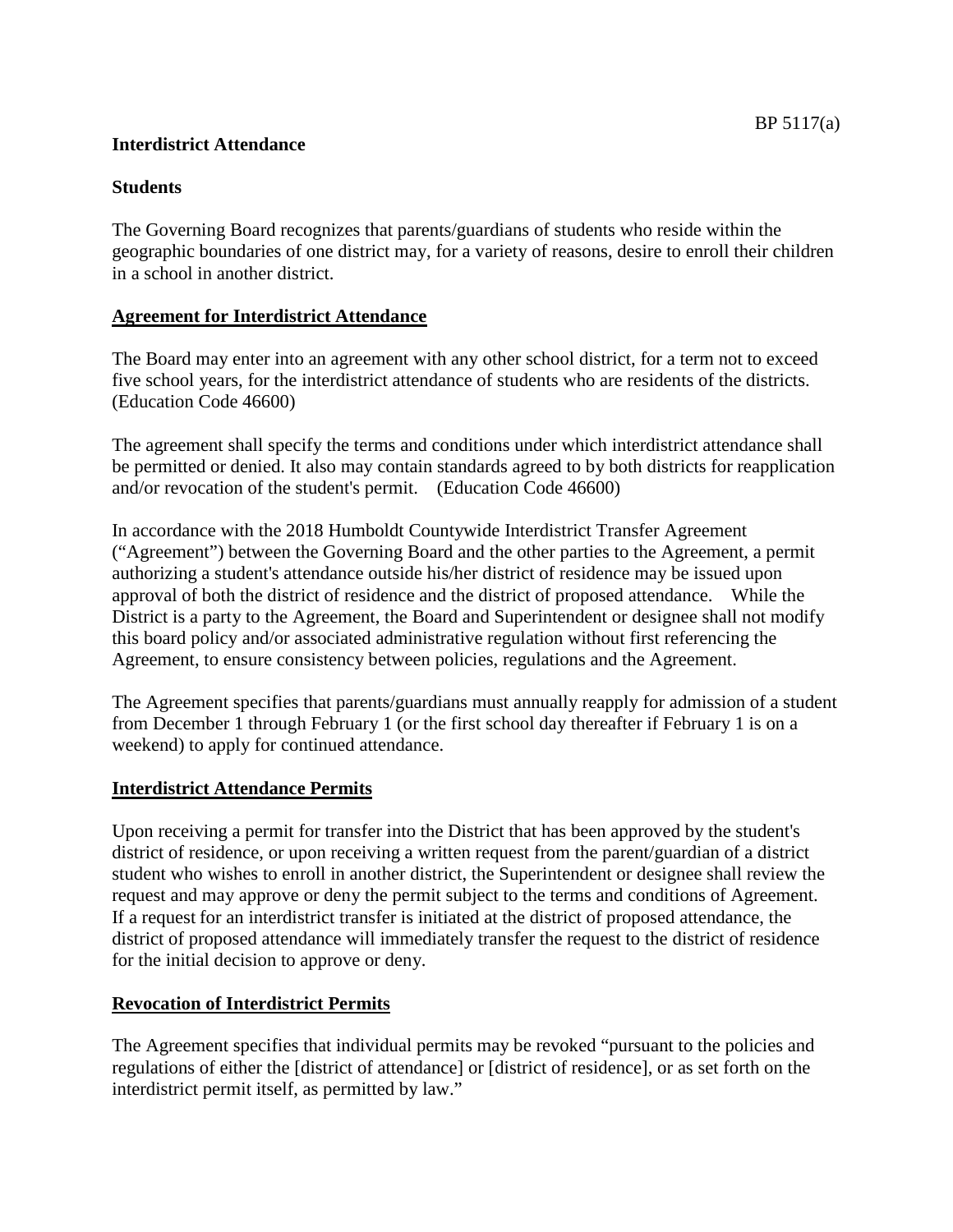# Interdistrict Attendance

## Students

The Governing Board recognizes that parents/guardians of students who reside within the geographic boundaries of one district may, for a variety of reasons, desire to enroll their children in a school in another district.

### Agreement for Interdistrict Attendance

The Board may enter into an agreement with any other school district, for a term not to exceed five school years, for the interdistrict attendance of students who are residents of the districts. (Education Code 46600)

The agreement shall specify the terms and conditions under which interdistrict attendance shall be permitted or denied. It also may contain standards agreed to by both districts for reapplication and/or revocation of the student's permit. (Education Code 46600)

In accordance with the 2018 Humboldt Countywide Interdistrict Transfer Agreement ("Agreement") between the Governing Board and the other parties to the Agreement, a permit authorizing a student's attendance outside his/her district of residence may be issued upon approval of both the district of residence and the district of proposed attendance. While the District is a party to the Agreement, the Board and Superintendent or designee shall not modify this board policy and/or associated administrative regulation without first referencing the Agreement, to ensure consistency between policies, regulations and the Agreement.

The Agreement specifies that parents/guardians must annually reapply for admission of a student from December 1 through February 1 (or the first school day thereafter if February 1 is on a weekend) to apply for continued attendance.

### Interdistrict Attendance Permits

Upon receiving a permit for transfer into the District that has been approved by the student's district of residence, or upon receiving a written request from the parent/guardian of a district student who wishes to enroll in another district, the Superintendent or designee shall review the request and may approve or deny the permit subject to the terms and conditions of Agreement. If a request for an interdistrict transfer is initiated at the district of proposed attendance, the district of proposed attendance will immediately transfer the request to the district of residence for the initial decision to approve or deny.

### Revocation of Interdistrict Permits

The Agreement specifies that individual permits may be revoked "pursuant to the policies and regulations of either the [district of attendance] or [district of residence], or as set forth on the interdistrict permit itself, as permitted by law."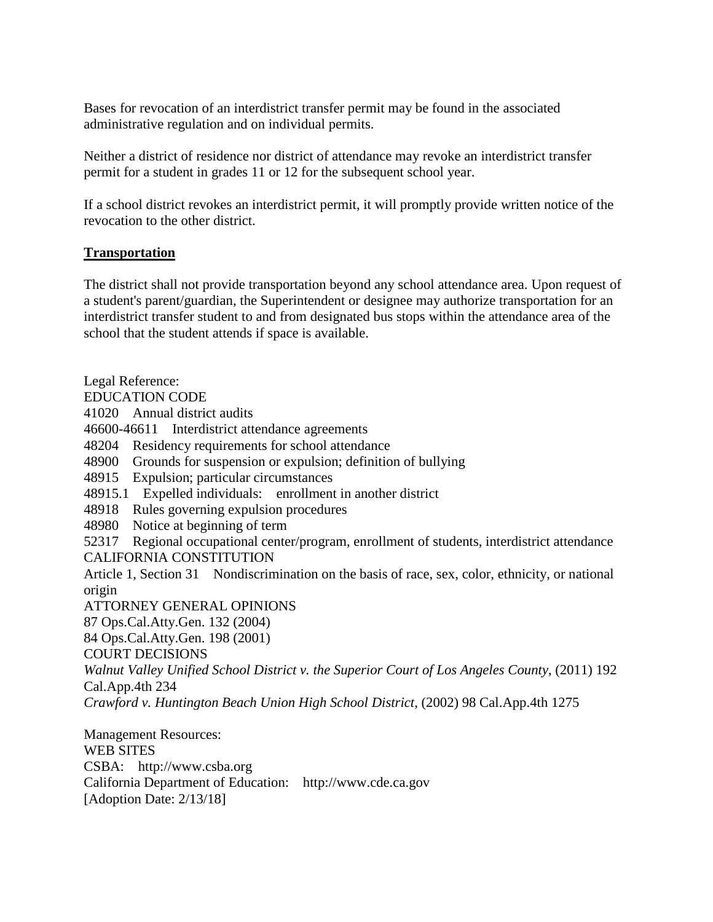Bases for revocation of an interdistrict transfer permit may be found in the associated administrative regulation and on individual permits.

Neither a district of residence nor district of attendance may revoke an interdistrict transfer permit for a student in grades 11 or 12 for the subsequent school year.

If a school district revokes an interdistrict permit, it will promptly provide written notice of the revocation to the other district.

**Transportation**

The district shall not provide transportation beyond any school attendance area. Upon request of a student's parent/guardian, the Superintendent or designee may authorize transportation for an interdistrict transfer student to and from designated bus stops within the attendance area of the school that the student attends if space is available.

Legal Reference:
EDUCATION CODE
41020 Annual district audits
46600-46611 Interdistrict attendance agreements
48204 Residency requirements for school attendance
48900 Grounds for suspension or expulsion; definition of bullying
48915 Expulsion; particular circumstances
48915.1 Expelled individuals: enrollment in another district
48918 Rules governing expulsion procedures
48980 Notice at beginning of term
52317 Regional occupational center/program, enrollment of students, interdistrict attendance
CALIFORNIA CONSTITUTION
Article 1, Section 31 Nondiscrimination on the basis of race, sex, color, ethnicity, or national origin
ATTORNEY GENERAL OPINIONS
87 Ops.Cal.Atty.Gen. 132 (2004)
84 Ops.Cal.Atty.Gen. 198 (2001)
COURT DECISIONS
*Walnut Valley Unified School District v. the Superior Court of Los Angeles County*, (2011) 192 Cal.App.4th 234
*Crawford v. Huntington Beach Union High School District*, (2002) 98 Cal.App.4th 1275

Management Resources:
WEB SITES
CSBA: http://www.csba.org
California Department of Education: http://www.cde.ca.gov
[Adoption Date: 2/13/18]